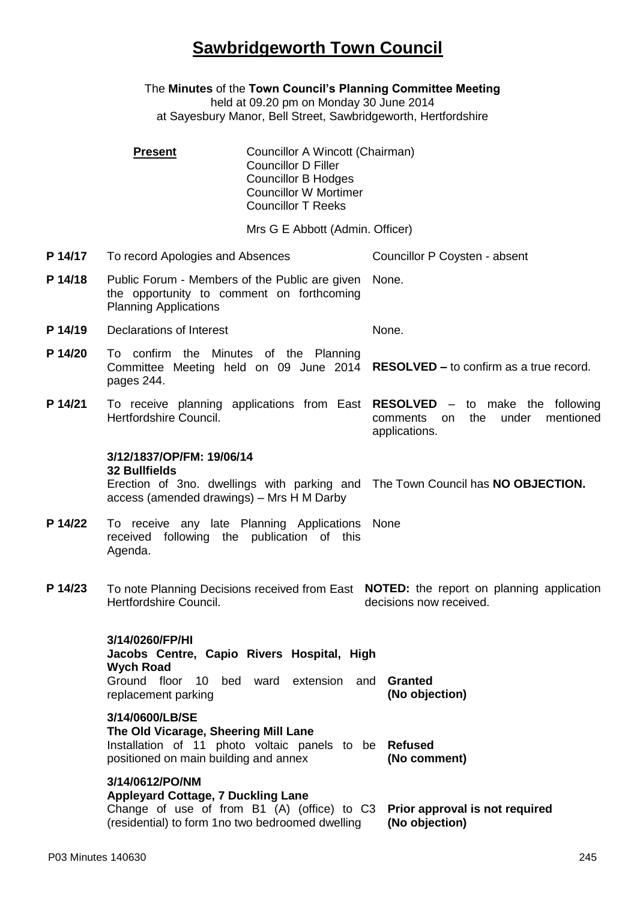# Sawbridgeworth Town Council

The **Minutes** of the **Town Council's Planning Committee Meeting**
held at 09.20 pm on Monday 30 June 2014
at Sayesbury Manor, Bell Street, Sawbridgeworth, Hertfordshire

**Present**

Councillor A Wincott (Chairman)
Councillor D Filler
Councillor B Hodges
Councillor W Mortimer
Councillor T Reeks

Mrs G E Abbott (Admin. Officer)

| | | |
|---|---|---|
| **P 14/17** | To record Apologies and Absences | Councillor P Coysten - absent |
| **P 14/18** | Public Forum - Members of the Public are given the opportunity to comment on forthcoming Planning Applications | None. |
| **P 14/19** | Declarations of Interest | None. |
| **P 14/20** | To confirm the Minutes of the Planning Committee Meeting held on 09 June 2014 pages 244. | **RESOLVED –** to confirm as a true record. |
| **P 14/21** | To receive planning applications from East Hertfordshire Council. | **RESOLVED** – to make the following comments on the under mentioned applications. |
| | **3/12/1837/OP/FM: 19/06/14**<br>**32 Bullfields**<br>Erection of 3no. dwellings with parking and access (amended drawings) – Mrs H M Darby | The Town Council has **NO OBJECTION.** |
| **P 14/22** | To receive any late Planning Applications received following the publication of this Agenda. | None |
| **P 14/23** | To note Planning Decisions received from East Hertfordshire Council. | **NOTED:** the report on planning application decisions now received. |
| | **3/14/0260/FP/HI**<br>**Jacobs Centre, Capio Rivers Hospital, High Wych Road**<br>Ground floor 10 bed ward extension and replacement parking | **Granted**<br>**(No objection)** |
| | **3/14/0600/LB/SE**<br>**The Old Vicarage, Sheering Mill Lane**<br>Installation of 11 photo voltaic panels to be positioned on main building and annex | **Refused**<br>**(No comment)** |
| | **3/14/0612/PO/NM**<br>**Appleyard Cottage, 7 Duckling Lane**<br>Change of use of from B1 (A) (office) to C3 (residential) to form 1no two bedroomed dwelling | **Prior approval is not required**<br>**(No objection)** |

P03 Minutes 140630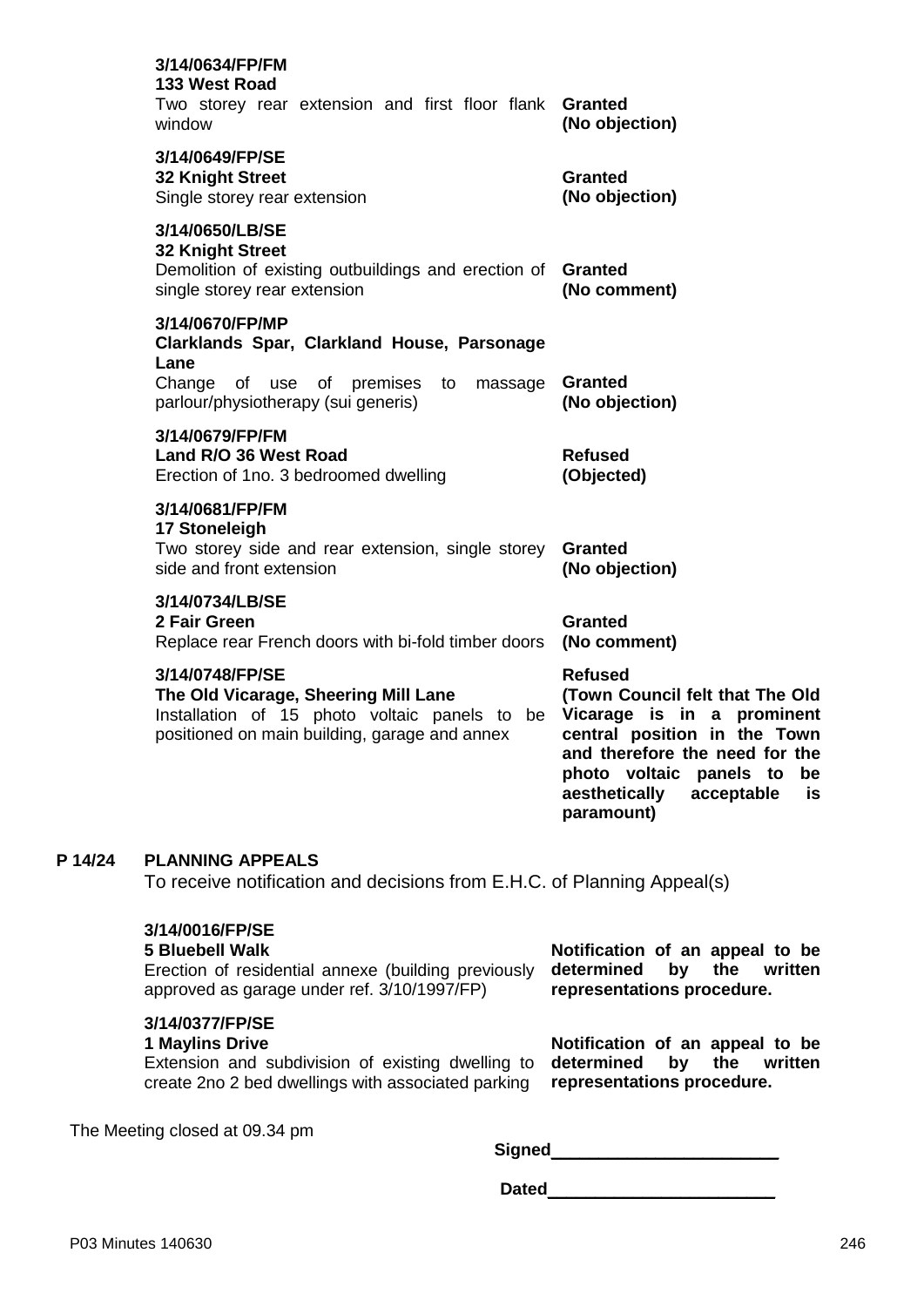**3/14/0634/FP/FM**
**133 West Road**
Two storey rear extension and first floor flank window — **Granted (No objection)**

**3/14/0649/FP/SE**
**32 Knight Street**
Single storey rear extension — **Granted (No objection)**

**3/14/0650/LB/SE**
**32 Knight Street**
Demolition of existing outbuildings and erection of single storey rear extension — **Granted (No comment)**

**3/14/0670/FP/MP**
**Clarklands Spar, Clarkland House, Parsonage Lane**
Change of use of premises to massage parlour/physiotherapy (sui generis) — **Granted (No objection)**

**3/14/0679/FP/FM**
**Land R/O 36 West Road**
Erection of 1no. 3 bedroomed dwelling — **Refused (Objected)**

**3/14/0681/FP/FM**
**17 Stoneleigh**
Two storey side and rear extension, single storey side and front extension — **Granted (No objection)**

**3/14/0734/LB/SE**
**2 Fair Green**
Replace rear French doors with bi-fold timber doors — **Granted (No comment)**

**3/14/0748/FP/SE**
**The Old Vicarage, Sheering Mill Lane**
Installation of 15 photo voltaic panels to be positioned on main building, garage and annex — **Refused (Town Council felt that The Old Vicarage is in a prominent central position in the Town and therefore the need for the photo voltaic panels to be aesthetically acceptable is paramount)**

## P 14/24 PLANNING APPEALS

To receive notification and decisions from E.H.C. of Planning Appeal(s)

**3/14/0016/FP/SE**
**5 Bluebell Walk**
Erection of residential annexe (building previously approved as garage under ref. 3/10/1997/FP) — **Notification of an appeal to be determined by the written representations procedure.**

**3/14/0377/FP/SE**
**1 Maylins Drive**
Extension and subdivision of existing dwelling to create 2no 2 bed dwellings with associated parking — **Notification of an appeal to be determined by the written representations procedure.**

The Meeting closed at 09.34 pm

**Signed**\_\_\_\_\_\_\_\_\_\_\_\_\_\_\_\_\_\_\_\_\_\_\_\_

**Dated**\_\_\_\_\_\_\_\_\_\_\_\_\_\_\_\_\_\_\_\_\_\_\_\_

P03 Minutes 140630